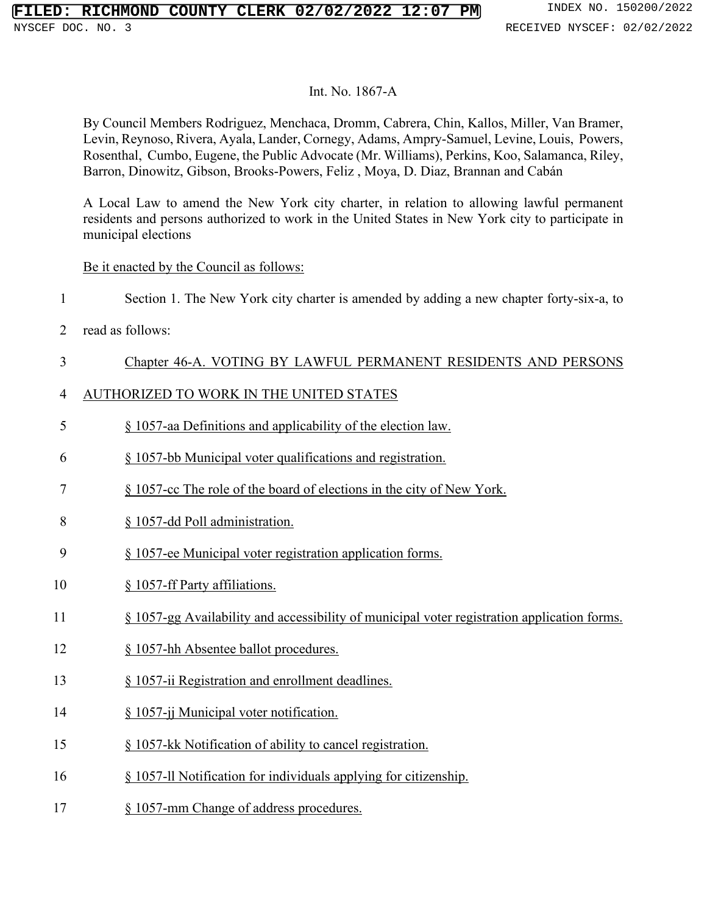Int. No. 1867-A

By Council Members Rodriguez, Menchaca, Dromm, Cabrera, Chin, Kallos, Miller, Van Bramer, Levin, Reynoso, Rivera, Ayala, Lander, Cornegy, Adams, Ampry-Samuel, Levine, Louis, Powers, Rosenthal, Cumbo, Eugene, the Public Advocate (Mr. Williams), Perkins, Koo, Salamanca, Riley, Barron, Dinowitz, Gibson, Brooks-Powers, Feliz , Moya, D. Diaz, Brannan and Cabán

A Local Law to amend the New York city charter, in relation to allowing lawful permanent residents and persons authorized to work in the United States in New York city to participate in municipal elections

Be it enacted by the Council as follows:

1 Section 1. The New York city charter is amended by adding a new chapter forty-six-a, to
2 read as follows:

3 Chapter 46-A. VOTING BY LAWFUL PERMANENT RESIDENTS AND PERSONS
4 AUTHORIZED TO WORK IN THE UNITED STATES

5 § 1057-aa Definitions and applicability of the election law.

6 § 1057-bb Municipal voter qualifications and registration.

7 § 1057-cc The role of the board of elections in the city of New York.

8 § 1057-dd Poll administration.

9 § 1057-ee Municipal voter registration application forms.

10 § 1057-ff Party affiliations.

11 § 1057-gg Availability and accessibility of municipal voter registration application forms.

12 § 1057-hh Absentee ballot procedures.

13 § 1057-ii Registration and enrollment deadlines.

14 § 1057-jj Municipal voter notification.

15 § 1057-kk Notification of ability to cancel registration.

16 § 1057-ll Notification for individuals applying for citizenship.

17 § 1057-mm Change of address procedures.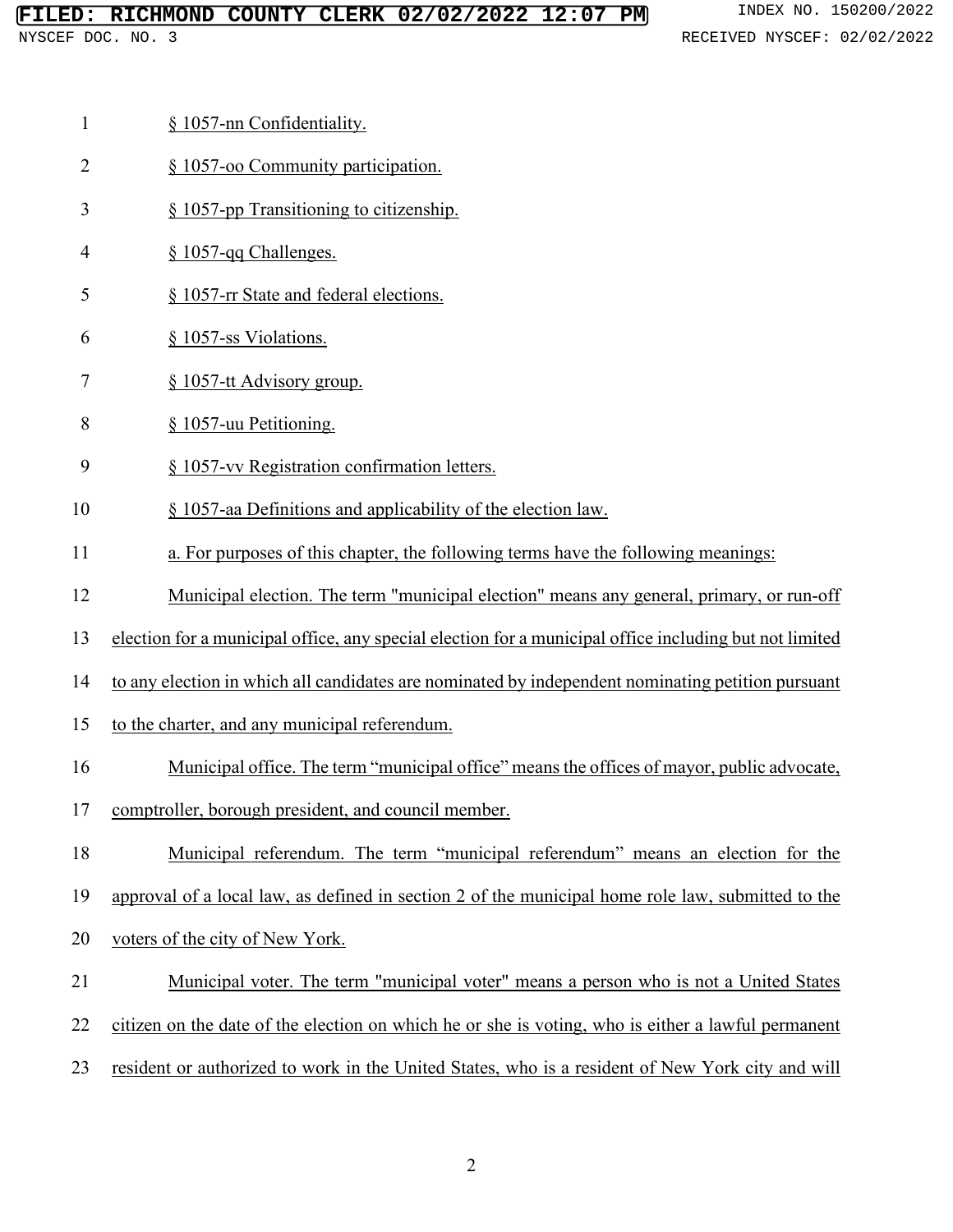§ 1057-nn Confidentiality.

§ 1057-oo Community participation.

§ 1057-pp Transitioning to citizenship.

§ 1057-qq Challenges.

§ 1057-rr State and federal elections.

§ 1057-ss Violations.

§ 1057-tt Advisory group.

§ 1057-uu Petitioning.

§ 1057-vv Registration confirmation letters.

§ 1057-aa Definitions and applicability of the election law.

a. For purposes of this chapter, the following terms have the following meanings:

Municipal election. The term "municipal election" means any general, primary, or run-off election for a municipal office, any special election for a municipal office including but not limited to any election in which all candidates are nominated by independent nominating petition pursuant to the charter, and any municipal referendum.

Municipal office. The term "municipal office" means the offices of mayor, public advocate, comptroller, borough president, and council member.

Municipal referendum. The term "municipal referendum" means an election for the approval of a local law, as defined in section 2 of the municipal home role law, submitted to the voters of the city of New York.

Municipal voter. The term "municipal voter" means a person who is not a United States citizen on the date of the election on which he or she is voting, who is either a lawful permanent resident or authorized to work in the United States, who is a resident of New York city and will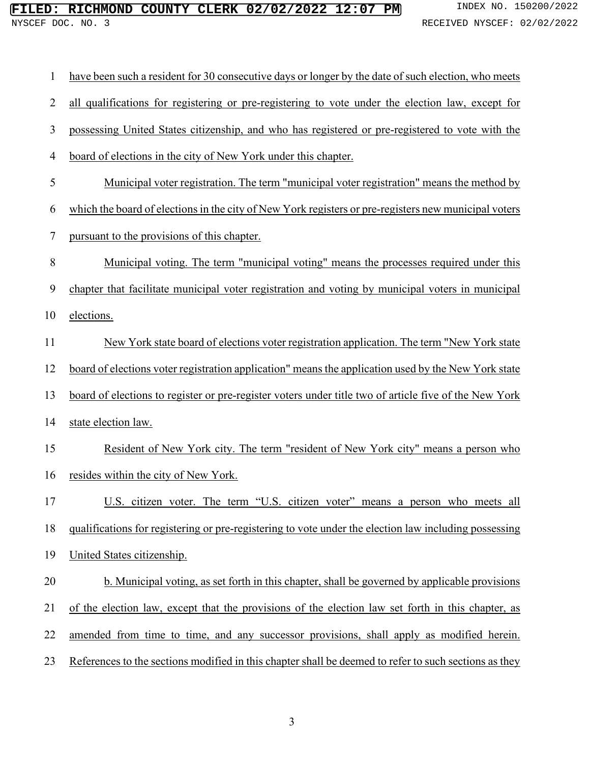have been such a resident for 30 consecutive days or longer by the date of such election, who meets all qualifications for registering or pre-registering to vote under the election law, except for possessing United States citizenship, and who has registered or pre-registered to vote with the board of elections in the city of New York under this chapter.

Municipal voter registration. The term "municipal voter registration" means the method by which the board of elections in the city of New York registers or pre-registers new municipal voters pursuant to the provisions of this chapter.

Municipal voting. The term "municipal voting" means the processes required under this chapter that facilitate municipal voter registration and voting by municipal voters in municipal elections.

New York state board of elections voter registration application. The term "New York state board of elections voter registration application" means the application used by the New York state board of elections to register or pre-register voters under title two of article five of the New York state election law.

Resident of New York city. The term "resident of New York city" means a person who resides within the city of New York.

U.S. citizen voter. The term “U.S. citizen voter” means a person who meets all qualifications for registering or pre-registering to vote under the election law including possessing United States citizenship.

b. Municipal voting, as set forth in this chapter, shall be governed by applicable provisions of the election law, except that the provisions of the election law set forth in this chapter, as amended from time to time, and any successor provisions, shall apply as modified herein. References to the sections modified in this chapter shall be deemed to refer to such sections as they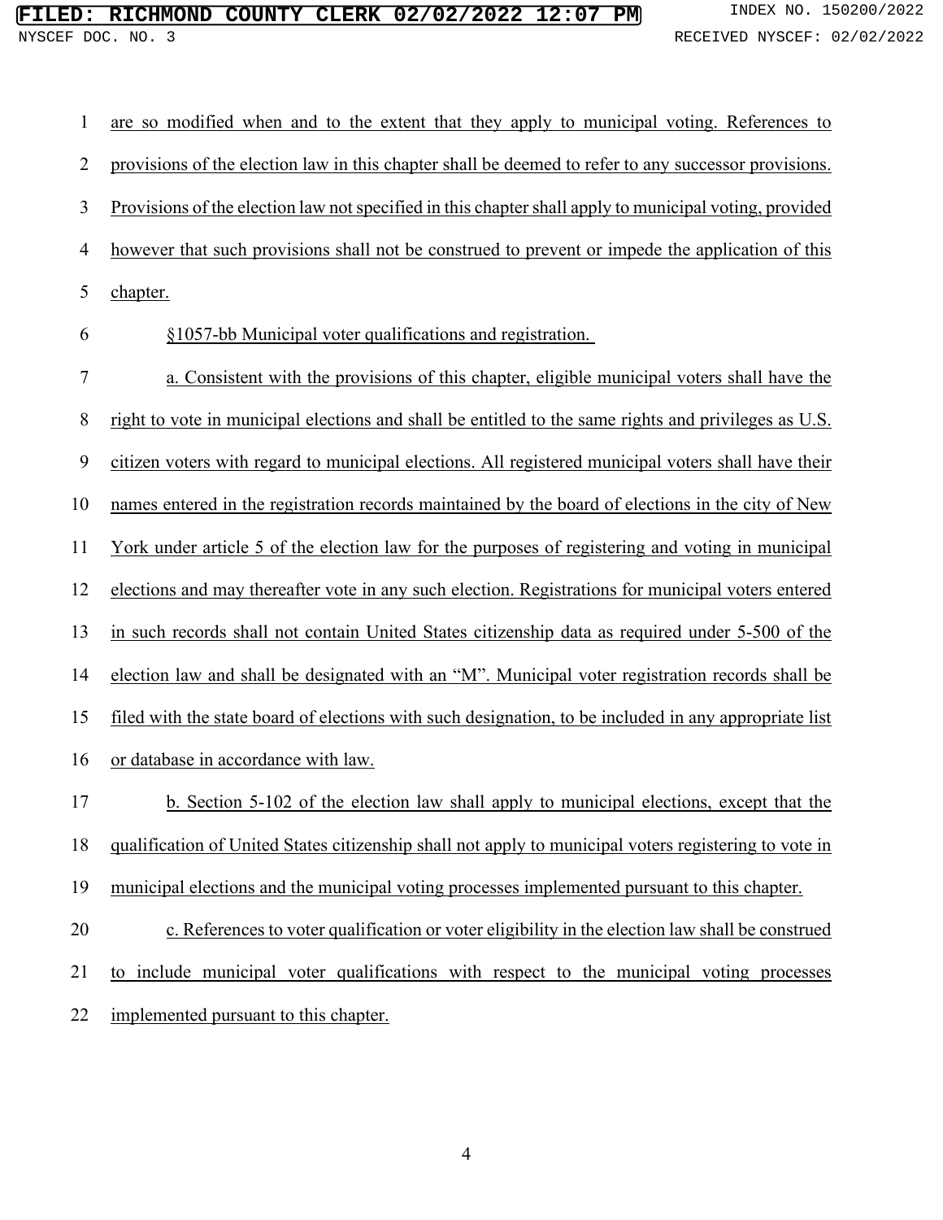are so modified when and to the extent that they apply to municipal voting. References to provisions of the election law in this chapter shall be deemed to refer to any successor provisions. Provisions of the election law not specified in this chapter shall apply to municipal voting, provided however that such provisions shall not be construed to prevent or impede the application of this chapter.

§1057-bb Municipal voter qualifications and registration.

a. Consistent with the provisions of this chapter, eligible municipal voters shall have the right to vote in municipal elections and shall be entitled to the same rights and privileges as U.S. citizen voters with regard to municipal elections. All registered municipal voters shall have their names entered in the registration records maintained by the board of elections in the city of New York under article 5 of the election law for the purposes of registering and voting in municipal elections and may thereafter vote in any such election. Registrations for municipal voters entered in such records shall not contain United States citizenship data as required under 5-500 of the election law and shall be designated with an "M". Municipal voter registration records shall be filed with the state board of elections with such designation, to be included in any appropriate list or database in accordance with law.

b. Section 5-102 of the election law shall apply to municipal elections, except that the qualification of United States citizenship shall not apply to municipal voters registering to vote in municipal elections and the municipal voting processes implemented pursuant to this chapter.

c. References to voter qualification or voter eligibility in the election law shall be construed to include municipal voter qualifications with respect to the municipal voting processes implemented pursuant to this chapter.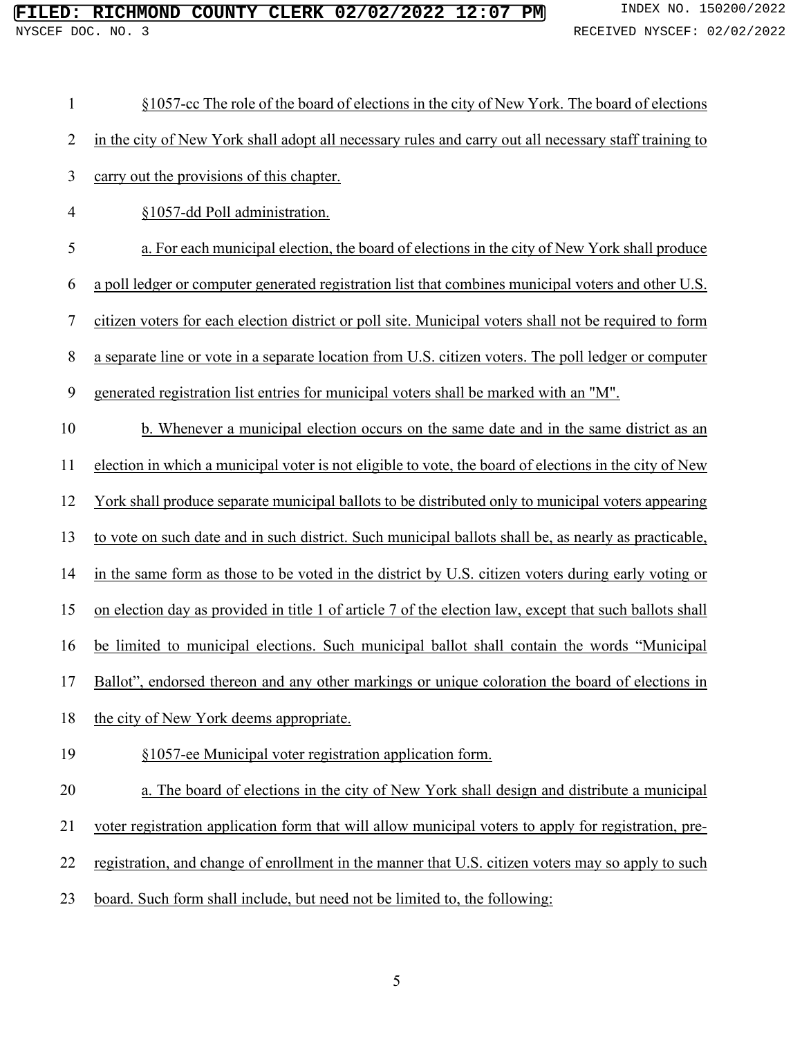§1057-cc The role of the board of elections in the city of New York. The board of elections in the city of New York shall adopt all necessary rules and carry out all necessary staff training to carry out the provisions of this chapter.

§1057-dd Poll administration.

a. For each municipal election, the board of elections in the city of New York shall produce a poll ledger or computer generated registration list that combines municipal voters and other U.S. citizen voters for each election district or poll site. Municipal voters shall not be required to form a separate line or vote in a separate location from U.S. citizen voters. The poll ledger or computer generated registration list entries for municipal voters shall be marked with an "M".

b. Whenever a municipal election occurs on the same date and in the same district as an election in which a municipal voter is not eligible to vote, the board of elections in the city of New York shall produce separate municipal ballots to be distributed only to municipal voters appearing to vote on such date and in such district. Such municipal ballots shall be, as nearly as practicable, in the same form as those to be voted in the district by U.S. citizen voters during early voting or on election day as provided in title 1 of article 7 of the election law, except that such ballots shall be limited to municipal elections. Such municipal ballot shall contain the words “Municipal Ballot”, endorsed thereon and any other markings or unique coloration the board of elections in the city of New York deems appropriate.

§1057-ee Municipal voter registration application form.

a. The board of elections in the city of New York shall design and distribute a municipal voter registration application form that will allow municipal voters to apply for registration, pre-registration, and change of enrollment in the manner that U.S. citizen voters may so apply to such board. Such form shall include, but need not be limited to, the following: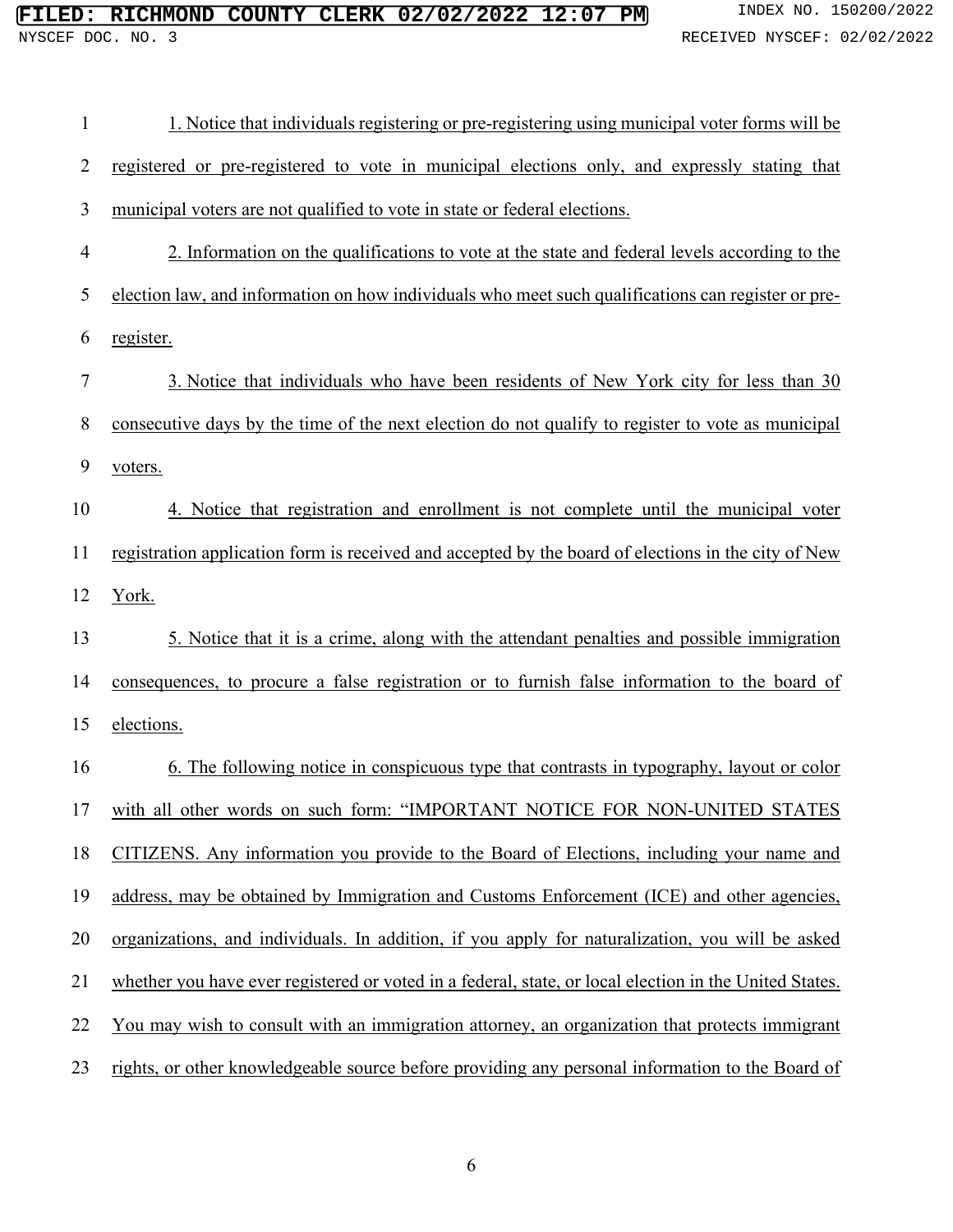1. Notice that individuals registering or pre-registering using municipal voter forms will be registered or pre-registered to vote in municipal elections only, and expressly stating that municipal voters are not qualified to vote in state or federal elections.

2. Information on the qualifications to vote at the state and federal levels according to the election law, and information on how individuals who meet such qualifications can register or pre-register.

3. Notice that individuals who have been residents of New York city for less than 30 consecutive days by the time of the next election do not qualify to register to vote as municipal voters.

4. Notice that registration and enrollment is not complete until the municipal voter registration application form is received and accepted by the board of elections in the city of New York.

5. Notice that it is a crime, along with the attendant penalties and possible immigration consequences, to procure a false registration or to furnish false information to the board of elections.

6. The following notice in conspicuous type that contrasts in typography, layout or color with all other words on such form: "IMPORTANT NOTICE FOR NON-UNITED STATES CITIZENS. Any information you provide to the Board of Elections, including your name and address, may be obtained by Immigration and Customs Enforcement (ICE) and other agencies, organizations, and individuals. In addition, if you apply for naturalization, you will be asked whether you have ever registered or voted in a federal, state, or local election in the United States. You may wish to consult with an immigration attorney, an organization that protects immigrant rights, or other knowledgeable source before providing any personal information to the Board of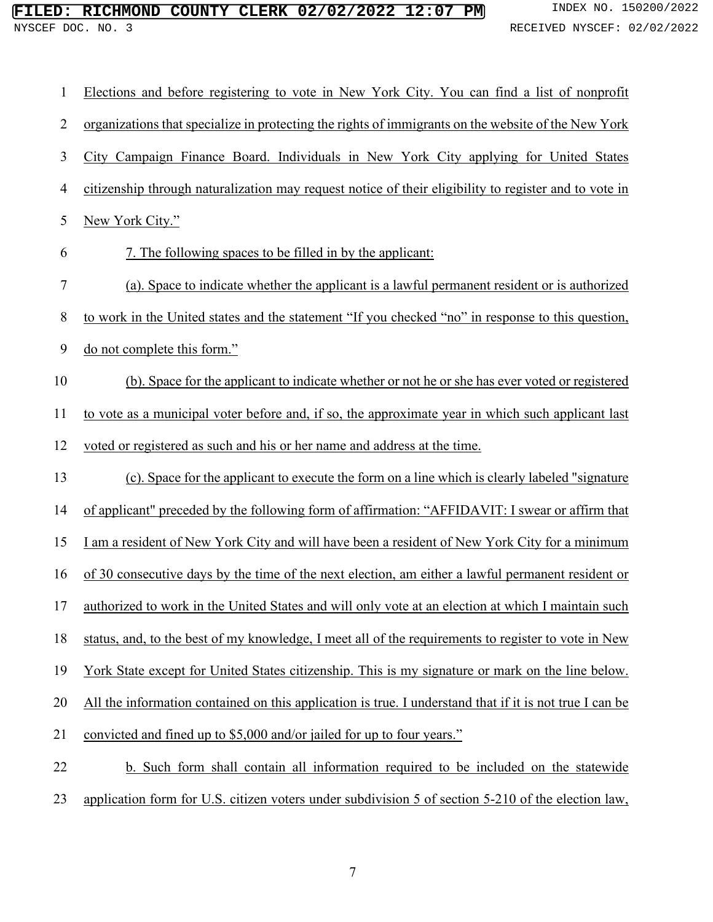Elections and before registering to vote in New York City. You can find a list of nonprofit organizations that specialize in protecting the rights of immigrants on the website of the New York City Campaign Finance Board. Individuals in New York City applying for United States citizenship through naturalization may request notice of their eligibility to register and to vote in New York City."

7. The following spaces to be filled in by the applicant:

(a). Space to indicate whether the applicant is a lawful permanent resident or is authorized to work in the United states and the statement "If you checked "no" in response to this question, do not complete this form."

(b). Space for the applicant to indicate whether or not he or she has ever voted or registered to vote as a municipal voter before and, if so, the approximate year in which such applicant last voted or registered as such and his or her name and address at the time.

(c). Space for the applicant to execute the form on a line which is clearly labeled "signature of applicant" preceded by the following form of affirmation: "AFFIDAVIT: I swear or affirm that I am a resident of New York City and will have been a resident of New York City for a minimum of 30 consecutive days by the time of the next election, am either a lawful permanent resident or authorized to work in the United States and will only vote at an election at which I maintain such status, and, to the best of my knowledge, I meet all of the requirements to register to vote in New York State except for United States citizenship. This is my signature or mark on the line below. All the information contained on this application is true. I understand that if it is not true I can be convicted and fined up to $5,000 and/or jailed for up to four years."

b. Such form shall contain all information required to be included on the statewide application form for U.S. citizen voters under subdivision 5 of section 5-210 of the election law,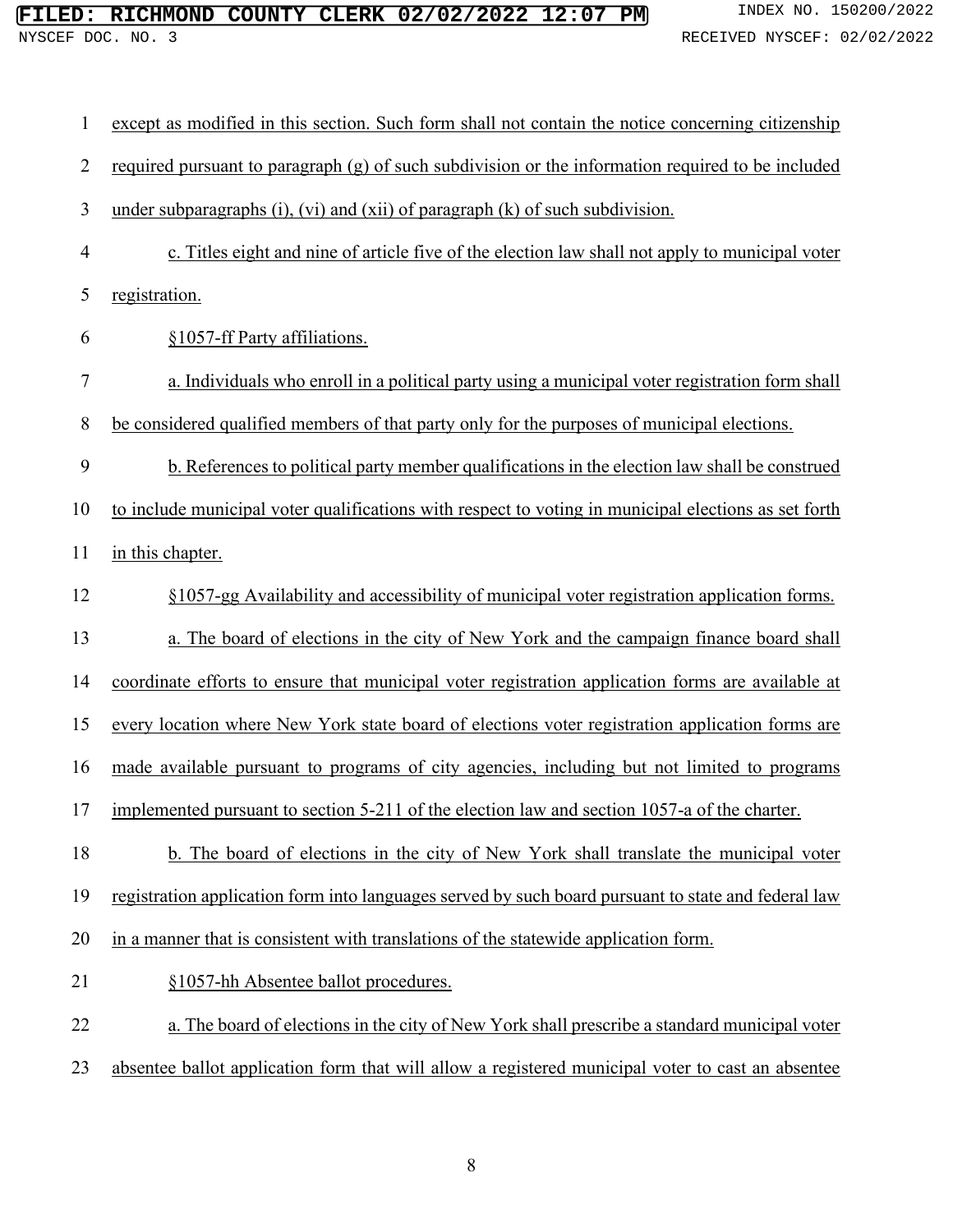except as modified in this section. Such form shall not contain the notice concerning citizenship required pursuant to paragraph (g) of such subdivision or the information required to be included under subparagraphs (i), (vi) and (xii) of paragraph (k) of such subdivision.

c. Titles eight and nine of article five of the election law shall not apply to municipal voter registration.

§1057-ff Party affiliations.

a. Individuals who enroll in a political party using a municipal voter registration form shall be considered qualified members of that party only for the purposes of municipal elections.

b. References to political party member qualifications in the election law shall be construed to include municipal voter qualifications with respect to voting in municipal elections as set forth in this chapter.

§1057-gg Availability and accessibility of municipal voter registration application forms.

a. The board of elections in the city of New York and the campaign finance board shall coordinate efforts to ensure that municipal voter registration application forms are available at every location where New York state board of elections voter registration application forms are made available pursuant to programs of city agencies, including but not limited to programs implemented pursuant to section 5-211 of the election law and section 1057-a of the charter.

b. The board of elections in the city of New York shall translate the municipal voter registration application form into languages served by such board pursuant to state and federal law in a manner that is consistent with translations of the statewide application form.

§1057-hh Absentee ballot procedures.

a. The board of elections in the city of New York shall prescribe a standard municipal voter absentee ballot application form that will allow a registered municipal voter to cast an absentee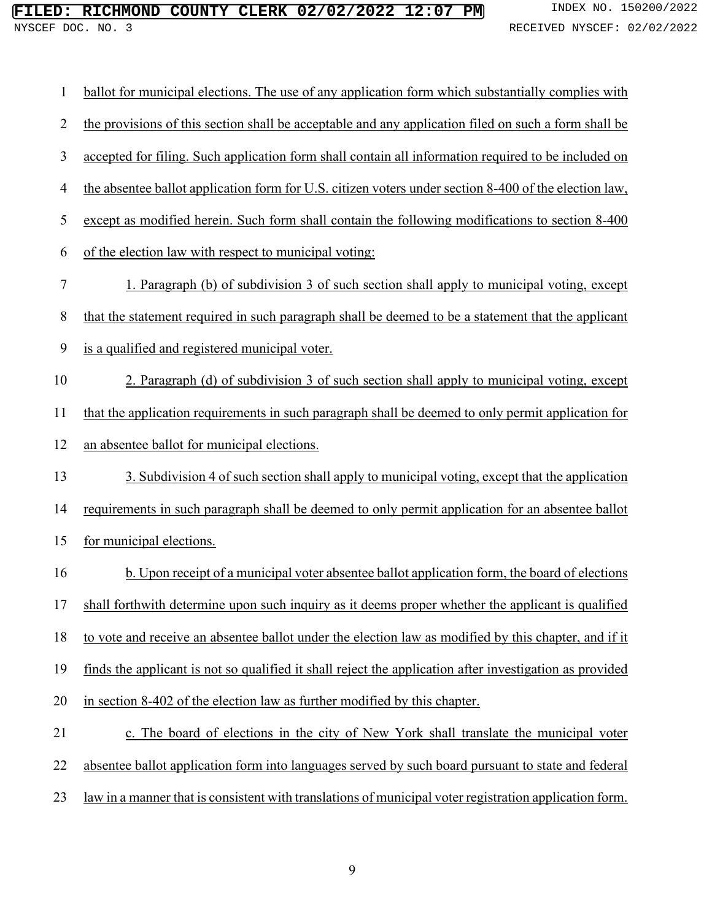ballot for municipal elections. The use of any application form which substantially complies with the provisions of this section shall be acceptable and any application filed on such a form shall be accepted for filing. Such application form shall contain all information required to be included on the absentee ballot application form for U.S. citizen voters under section 8-400 of the election law, except as modified herein. Such form shall contain the following modifications to section 8-400 of the election law with respect to municipal voting:

1. Paragraph (b) of subdivision 3 of such section shall apply to municipal voting, except that the statement required in such paragraph shall be deemed to be a statement that the applicant is a qualified and registered municipal voter.

2. Paragraph (d) of subdivision 3 of such section shall apply to municipal voting, except that the application requirements in such paragraph shall be deemed to only permit application for an absentee ballot for municipal elections.

3. Subdivision 4 of such section shall apply to municipal voting, except that the application requirements in such paragraph shall be deemed to only permit application for an absentee ballot for municipal elections.

b. Upon receipt of a municipal voter absentee ballot application form, the board of elections shall forthwith determine upon such inquiry as it deems proper whether the applicant is qualified to vote and receive an absentee ballot under the election law as modified by this chapter, and if it finds the applicant is not so qualified it shall reject the application after investigation as provided in section 8-402 of the election law as further modified by this chapter.

c. The board of elections in the city of New York shall translate the municipal voter absentee ballot application form into languages served by such board pursuant to state and federal law in a manner that is consistent with translations of municipal voter registration application form.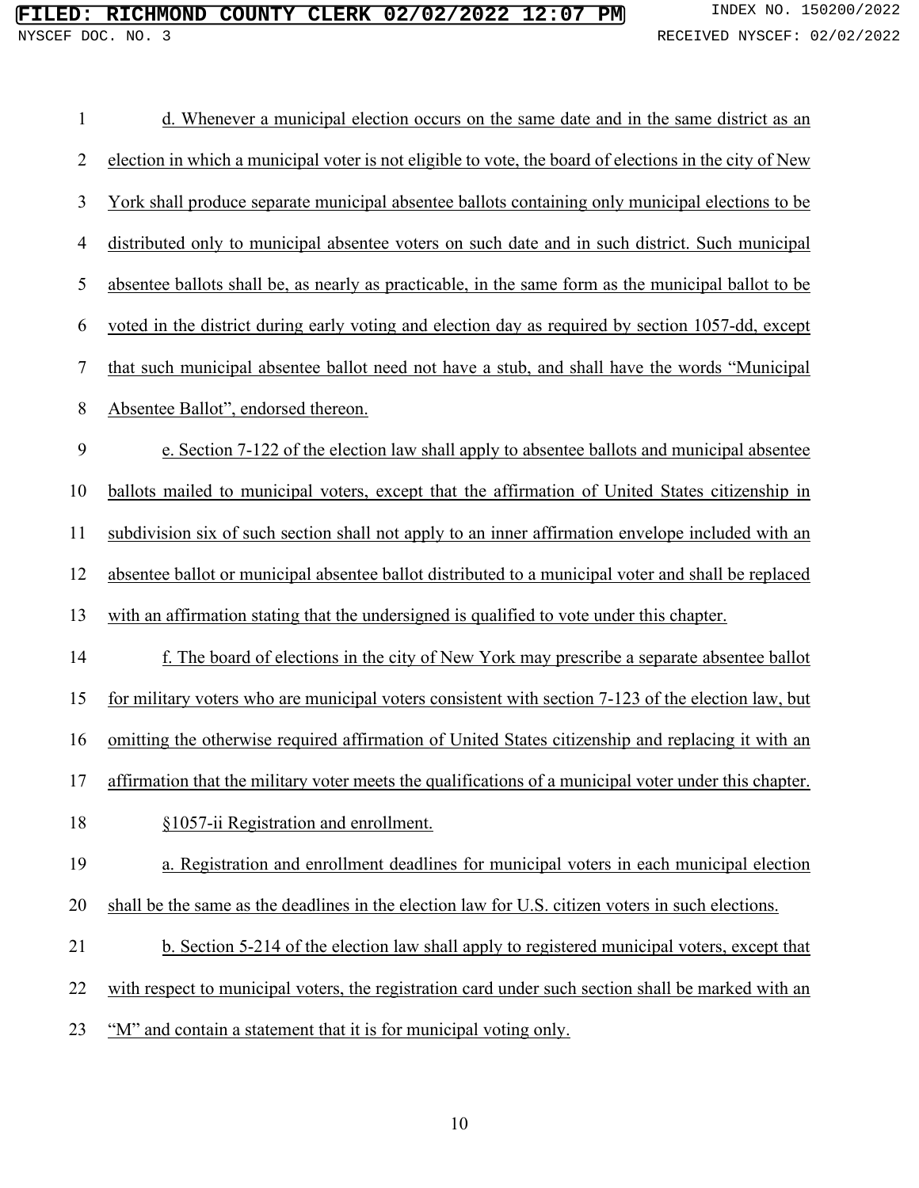d. Whenever a municipal election occurs on the same date and in the same district as an election in which a municipal voter is not eligible to vote, the board of elections in the city of New York shall produce separate municipal absentee ballots containing only municipal elections to be distributed only to municipal absentee voters on such date and in such district. Such municipal absentee ballots shall be, as nearly as practicable, in the same form as the municipal ballot to be voted in the district during early voting and election day as required by section 1057-dd, except that such municipal absentee ballot need not have a stub, and shall have the words "Municipal Absentee Ballot", endorsed thereon.

e. Section 7-122 of the election law shall apply to absentee ballots and municipal absentee ballots mailed to municipal voters, except that the affirmation of United States citizenship in subdivision six of such section shall not apply to an inner affirmation envelope included with an absentee ballot or municipal absentee ballot distributed to a municipal voter and shall be replaced with an affirmation stating that the undersigned is qualified to vote under this chapter.

f. The board of elections in the city of New York may prescribe a separate absentee ballot for military voters who are municipal voters consistent with section 7-123 of the election law, but omitting the otherwise required affirmation of United States citizenship and replacing it with an affirmation that the military voter meets the qualifications of a municipal voter under this chapter.

§1057-ii Registration and enrollment.

a. Registration and enrollment deadlines for municipal voters in each municipal election shall be the same as the deadlines in the election law for U.S. citizen voters in such elections.

b. Section 5-214 of the election law shall apply to registered municipal voters, except that with respect to municipal voters, the registration card under such section shall be marked with an "M" and contain a statement that it is for municipal voting only.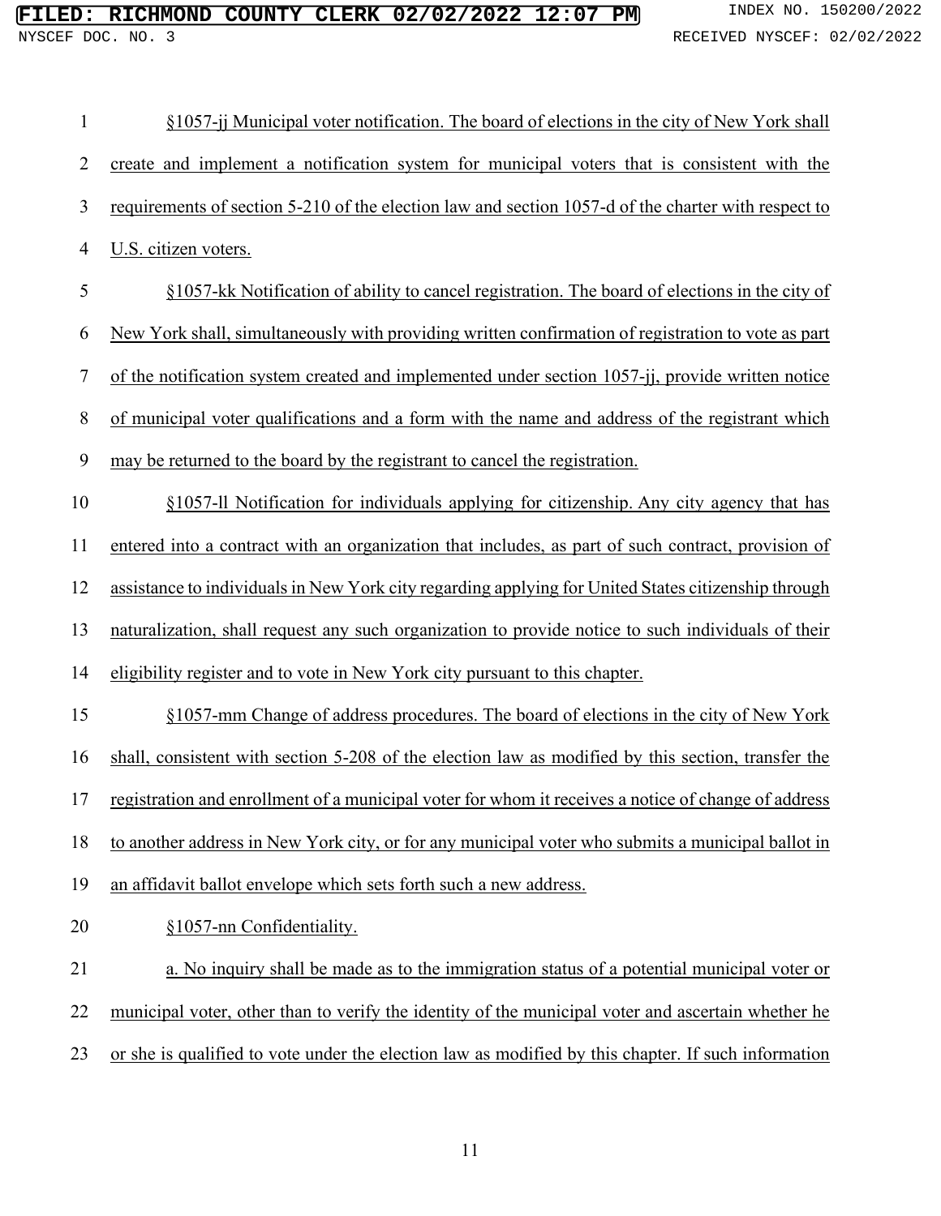§1057-jj Municipal voter notification. The board of elections in the city of New York shall create and implement a notification system for municipal voters that is consistent with the requirements of section 5-210 of the election law and section 1057-d of the charter with respect to U.S. citizen voters.

§1057-kk Notification of ability to cancel registration. The board of elections in the city of New York shall, simultaneously with providing written confirmation of registration to vote as part of the notification system created and implemented under section 1057-jj, provide written notice of municipal voter qualifications and a form with the name and address of the registrant which may be returned to the board by the registrant to cancel the registration.

§1057-ll Notification for individuals applying for citizenship. Any city agency that has entered into a contract with an organization that includes, as part of such contract, provision of assistance to individuals in New York city regarding applying for United States citizenship through naturalization, shall request any such organization to provide notice to such individuals of their eligibility register and to vote in New York city pursuant to this chapter.

§1057-mm Change of address procedures. The board of elections in the city of New York shall, consistent with section 5-208 of the election law as modified by this section, transfer the registration and enrollment of a municipal voter for whom it receives a notice of change of address to another address in New York city, or for any municipal voter who submits a municipal ballot in an affidavit ballot envelope which sets forth such a new address.

§1057-nn Confidentiality.

a. No inquiry shall be made as to the immigration status of a potential municipal voter or municipal voter, other than to verify the identity of the municipal voter and ascertain whether he or she is qualified to vote under the election law as modified by this chapter. If such information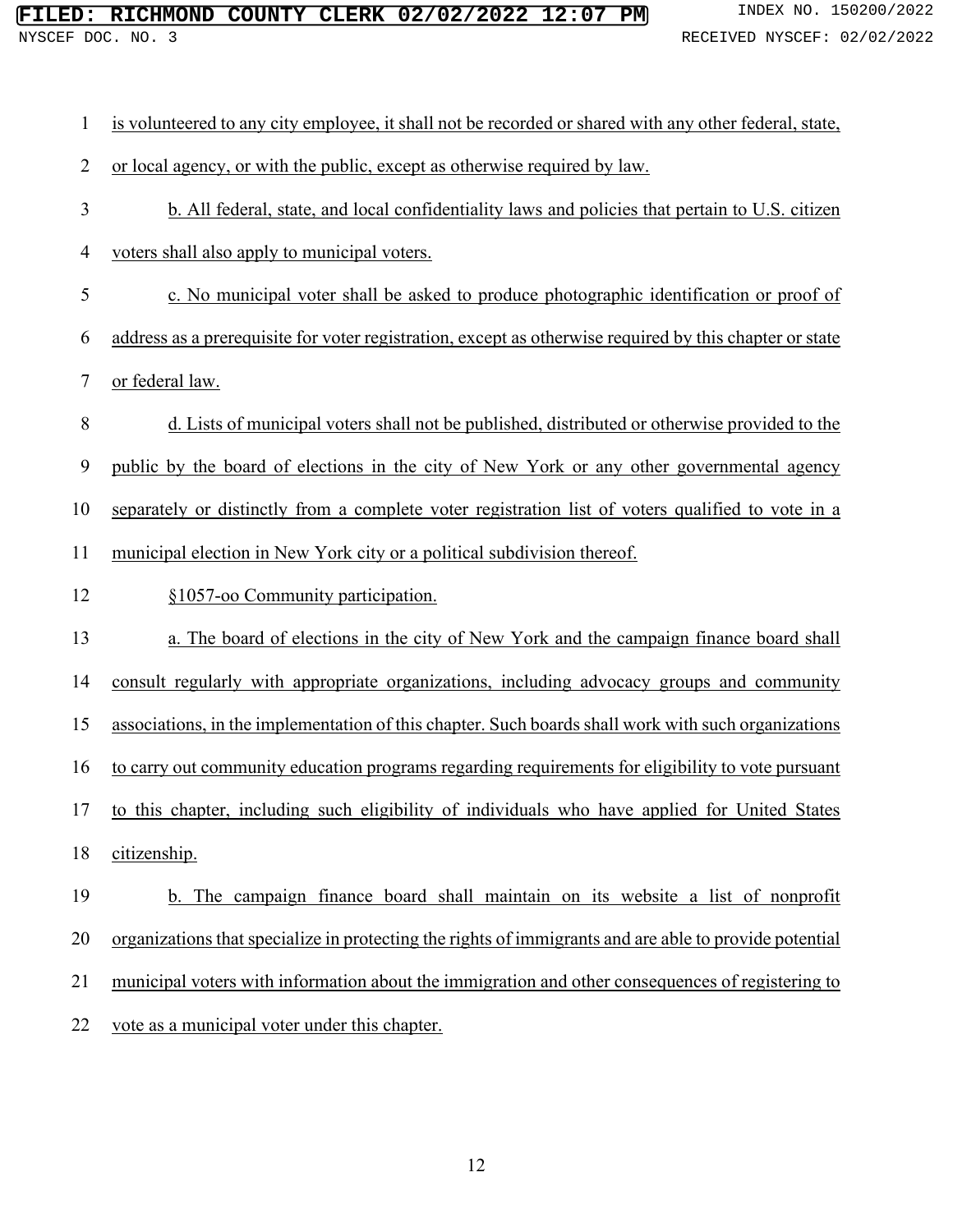is volunteered to any city employee, it shall not be recorded or shared with any other federal, state, or local agency, or with the public, except as otherwise required by law.

b. All federal, state, and local confidentiality laws and policies that pertain to U.S. citizen voters shall also apply to municipal voters.

c. No municipal voter shall be asked to produce photographic identification or proof of address as a prerequisite for voter registration, except as otherwise required by this chapter or state or federal law.

d. Lists of municipal voters shall not be published, distributed or otherwise provided to the public by the board of elections in the city of New York or any other governmental agency separately or distinctly from a complete voter registration list of voters qualified to vote in a municipal election in New York city or a political subdivision thereof.

§1057-oo Community participation.

a. The board of elections in the city of New York and the campaign finance board shall consult regularly with appropriate organizations, including advocacy groups and community associations, in the implementation of this chapter. Such boards shall work with such organizations to carry out community education programs regarding requirements for eligibility to vote pursuant to this chapter, including such eligibility of individuals who have applied for United States citizenship.

b. The campaign finance board shall maintain on its website a list of nonprofit organizations that specialize in protecting the rights of immigrants and are able to provide potential municipal voters with information about the immigration and other consequences of registering to vote as a municipal voter under this chapter.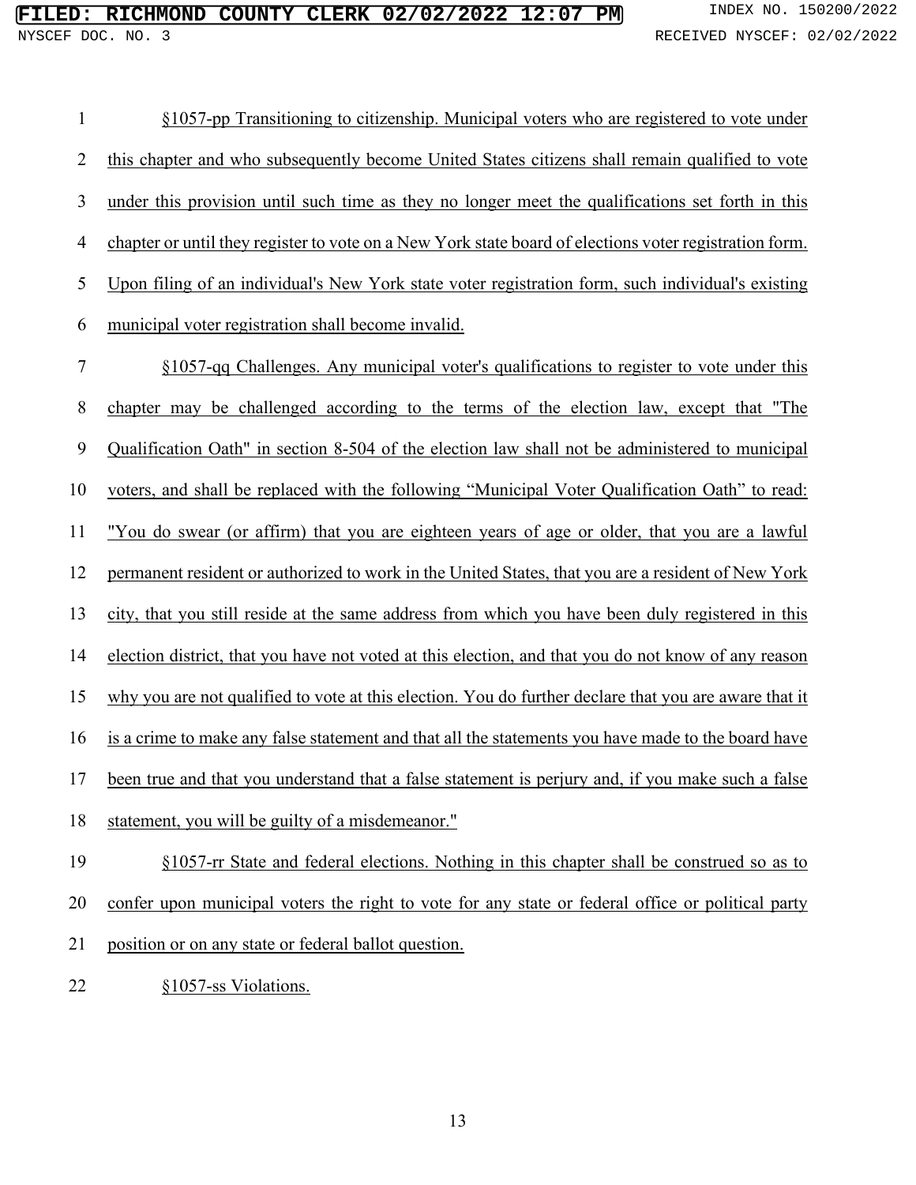§1057-pp Transitioning to citizenship. Municipal voters who are registered to vote under this chapter and who subsequently become United States citizens shall remain qualified to vote under this provision until such time as they no longer meet the qualifications set forth in this chapter or until they register to vote on a New York state board of elections voter registration form. Upon filing of an individual's New York state voter registration form, such individual's existing municipal voter registration shall become invalid.

§1057-qq Challenges. Any municipal voter's qualifications to register to vote under this chapter may be challenged according to the terms of the election law, except that "The Qualification Oath" in section 8-504 of the election law shall not be administered to municipal voters, and shall be replaced with the following "Municipal Voter Qualification Oath" to read: "You do swear (or affirm) that you are eighteen years of age or older, that you are a lawful permanent resident or authorized to work in the United States, that you are a resident of New York city, that you still reside at the same address from which you have been duly registered in this election district, that you have not voted at this election, and that you do not know of any reason why you are not qualified to vote at this election. You do further declare that you are aware that it is a crime to make any false statement and that all the statements you have made to the board have been true and that you understand that a false statement is perjury and, if you make such a false statement, you will be guilty of a misdemeanor."

§1057-rr State and federal elections. Nothing in this chapter shall be construed so as to confer upon municipal voters the right to vote for any state or federal office or political party position or on any state or federal ballot question.

§1057-ss Violations.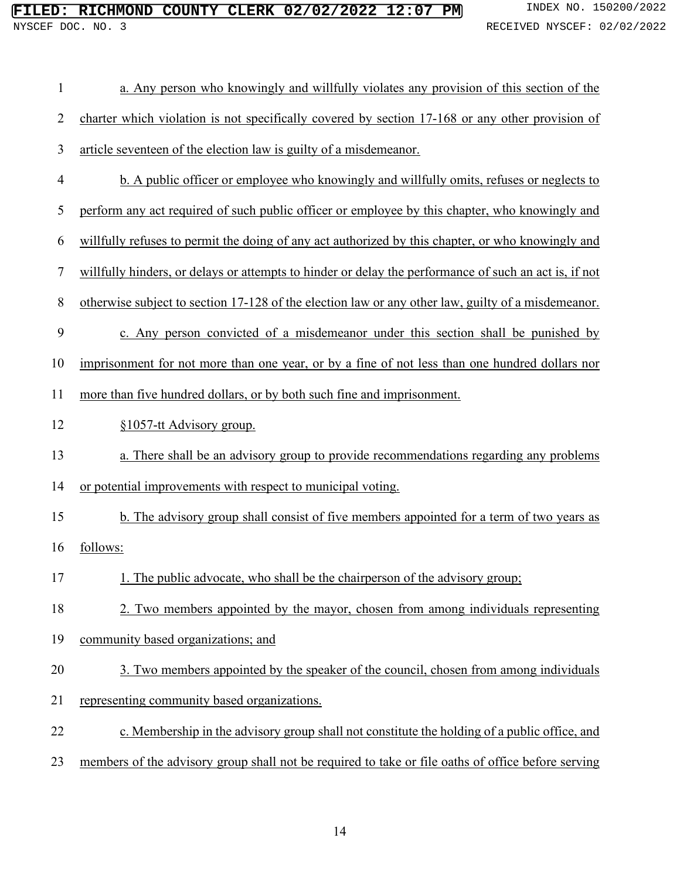a. Any person who knowingly and willfully violates any provision of this section of the charter which violation is not specifically covered by section 17-168 or any other provision of article seventeen of the election law is guilty of a misdemeanor.

b. A public officer or employee who knowingly and willfully omits, refuses or neglects to perform any act required of such public officer or employee by this chapter, who knowingly and willfully refuses to permit the doing of any act authorized by this chapter, or who knowingly and willfully hinders, or delays or attempts to hinder or delay the performance of such an act is, if not otherwise subject to section 17-128 of the election law or any other law, guilty of a misdemeanor.

c. Any person convicted of a misdemeanor under this section shall be punished by imprisonment for not more than one year, or by a fine of not less than one hundred dollars nor more than five hundred dollars, or by both such fine and imprisonment.

§1057-tt Advisory group.

a. There shall be an advisory group to provide recommendations regarding any problems or potential improvements with respect to municipal voting.

b. The advisory group shall consist of five members appointed for a term of two years as follows:

1. The public advocate, who shall be the chairperson of the advisory group;

2. Two members appointed by the mayor, chosen from among individuals representing community based organizations; and

3. Two members appointed by the speaker of the council, chosen from among individuals representing community based organizations.

c. Membership in the advisory group shall not constitute the holding of a public office, and members of the advisory group shall not be required to take or file oaths of office before serving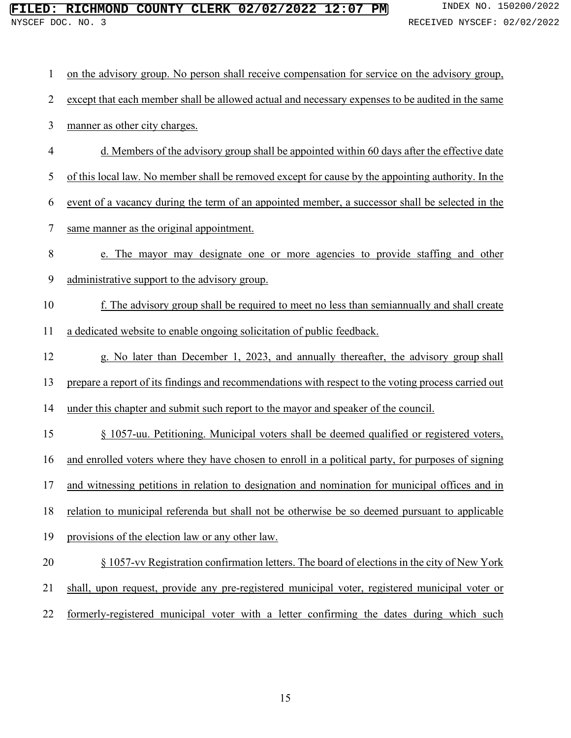on the advisory group. No person shall receive compensation for service on the advisory group, except that each member shall be allowed actual and necessary expenses to be audited in the same manner as other city charges.

d. Members of the advisory group shall be appointed within 60 days after the effective date of this local law. No member shall be removed except for cause by the appointing authority. In the event of a vacancy during the term of an appointed member, a successor shall be selected in the same manner as the original appointment.

e. The mayor may designate one or more agencies to provide staffing and other administrative support to the advisory group.

f. The advisory group shall be required to meet no less than semiannually and shall create a dedicated website to enable ongoing solicitation of public feedback.

g. No later than December 1, 2023, and annually thereafter, the advisory group shall prepare a report of its findings and recommendations with respect to the voting process carried out under this chapter and submit such report to the mayor and speaker of the council.

§ 1057-uu. Petitioning. Municipal voters shall be deemed qualified or registered voters, and enrolled voters where they have chosen to enroll in a political party, for purposes of signing and witnessing petitions in relation to designation and nomination for municipal offices and in relation to municipal referenda but shall not be otherwise be so deemed pursuant to applicable provisions of the election law or any other law.

§ 1057-vv Registration confirmation letters. The board of elections in the city of New York shall, upon request, provide any pre-registered municipal voter, registered municipal voter or formerly-registered municipal voter with a letter confirming the dates during which such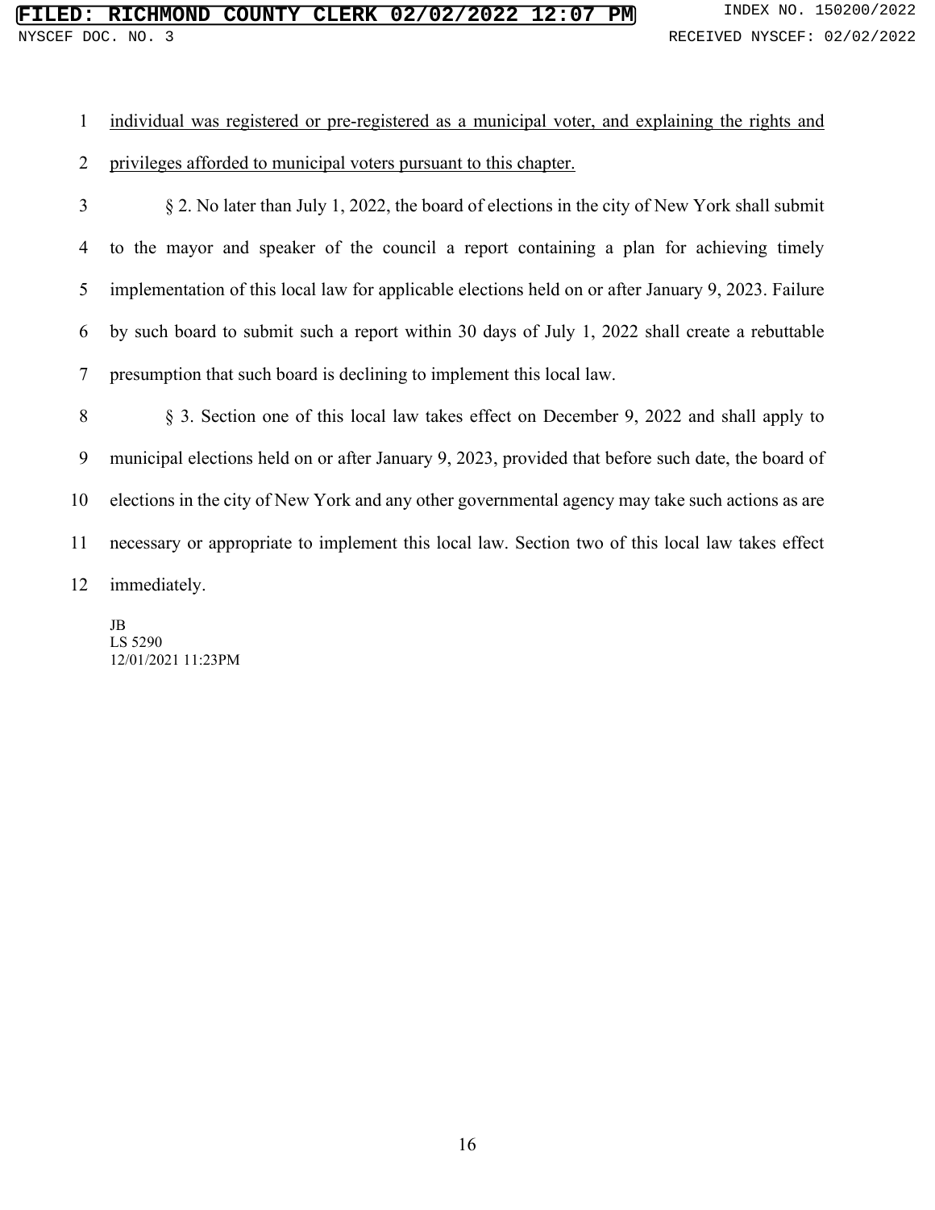individual was registered or pre-registered as a municipal voter, and explaining the rights and privileges afforded to municipal voters pursuant to this chapter.

§ 2. No later than July 1, 2022, the board of elections in the city of New York shall submit to the mayor and speaker of the council a report containing a plan for achieving timely implementation of this local law for applicable elections held on or after January 9, 2023. Failure by such board to submit such a report within 30 days of July 1, 2022 shall create a rebuttable presumption that such board is declining to implement this local law.

§ 3. Section one of this local law takes effect on December 9, 2022 and shall apply to municipal elections held on or after January 9, 2023, provided that before such date, the board of elections in the city of New York and any other governmental agency may take such actions as are necessary or appropriate to implement this local law. Section two of this local law takes effect immediately.

JB
LS 5290
12/01/2021 11:23PM